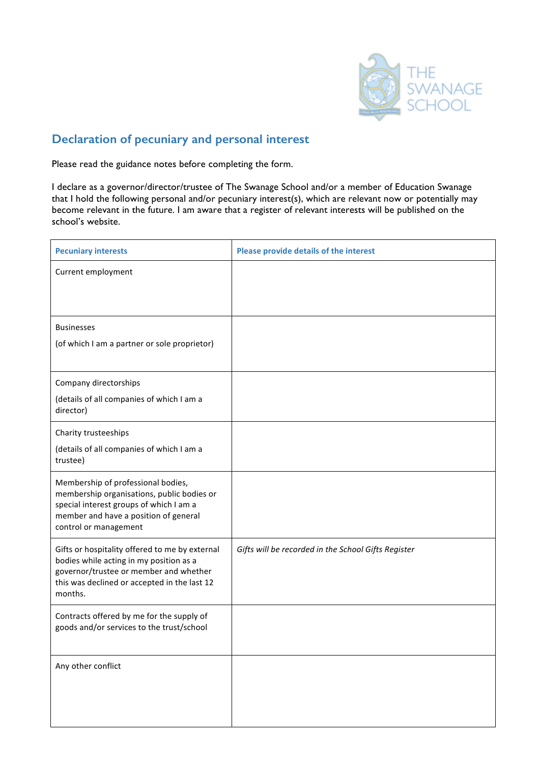## Declaration of pecuniary and personal interest

Please read the guidance notes before completing the form.

I declare as a governor/director/trustee of The Swanage School and/or a member of Education Swanage that I hold the following personal and/or pecuniary interest(s), which are relevant now or potentially may become relevant in the future. I am aware that a register of relevant interests will be published on the school's website.

| **Pecuniary interests** | **Please provide details of the interest** |
| --- | --- |
| Current employment | |
| Businesses<br><br>(of which I am a partner or sole proprietor) | |
| Company directorships<br><br>(details of all companies of which I am a director) | |
| Charity trusteeships<br><br>(details of all companies of which I am a trustee) | |
| Membership of professional bodies, membership organisations, public bodies or special interest groups of which I am a member and have a position of general control or management | |
| Gifts or hospitality offered to me by external bodies while acting in my position as a governor/trustee or member and whether this was declined or accepted in the last 12 months. | *Gifts will be recorded in the School Gifts Register* |
| Contracts offered by me for the supply of goods and/or services to the trust/school | |
| Any other conflict | |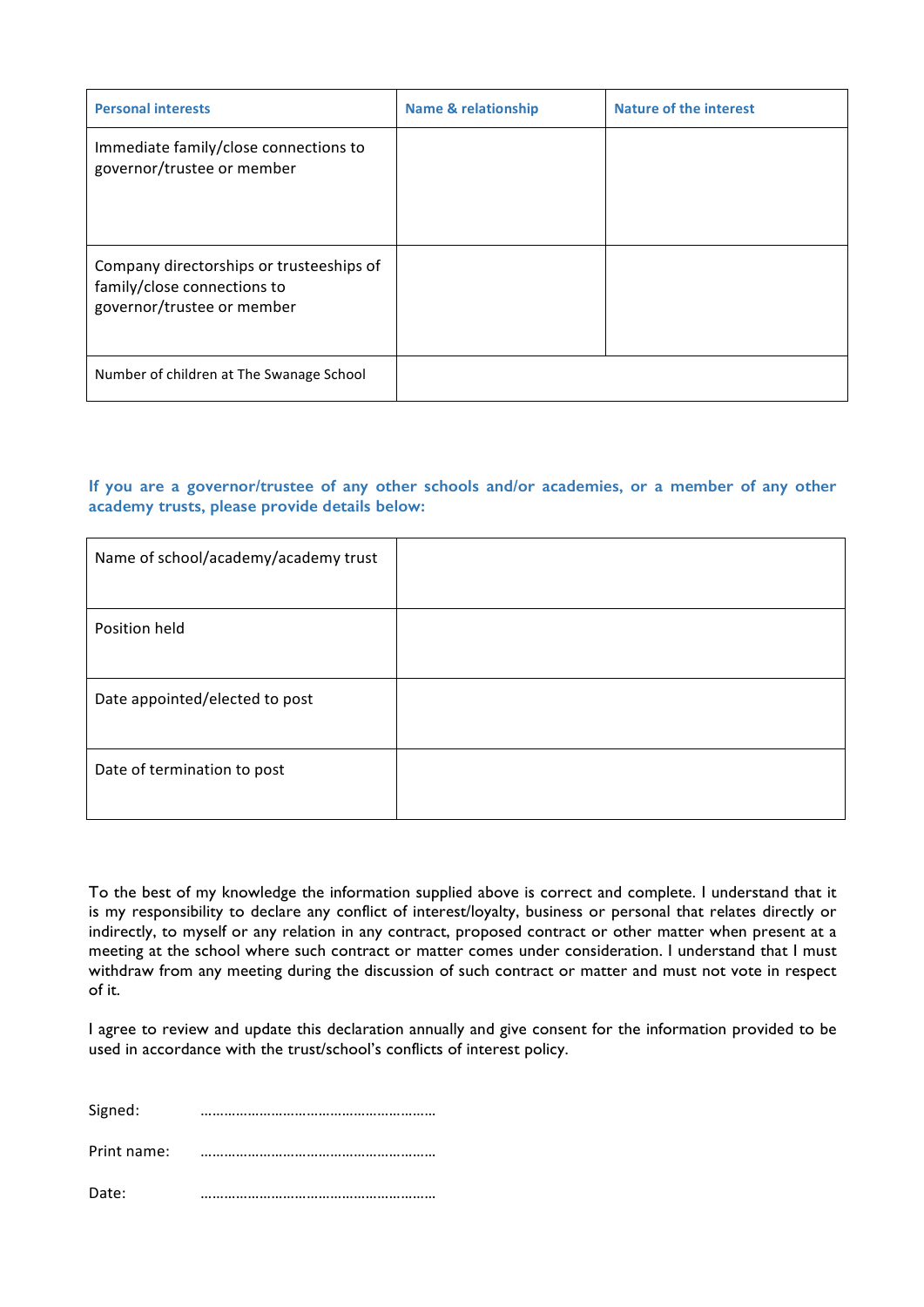| Personal interests | Name & relationship | Nature of the interest |
| --- | --- | --- |
| Immediate family/close connections to governor/trustee or member | | |
| Company directorships or trusteeships of family/close connections to governor/trustee or member | | |
| Number of children at The Swanage School | | |

**If you are a governor/trustee of any other schools and/or academies, or a member of any other academy trusts, please provide details below:**

| | |
| --- | --- |
| Name of school/academy/academy trust | |
| Position held | |
| Date appointed/elected to post | |
| Date of termination to post | |

To the best of my knowledge the information supplied above is correct and complete. I understand that it is my responsibility to declare any conflict of interest/loyalty, business or personal that relates directly or indirectly, to myself or any relation in any contract, proposed contract or other matter when present at a meeting at the school where such contract or matter comes under consideration. I understand that I must withdraw from any meeting during the discussion of such contract or matter and must not vote in respect of it.

I agree to review and update this declaration annually and give consent for the information provided to be used in accordance with the trust/school's conflicts of interest policy.

Signed: ………………………………………………….

Print name: ………………………………………………….

Date: ………………………………………………….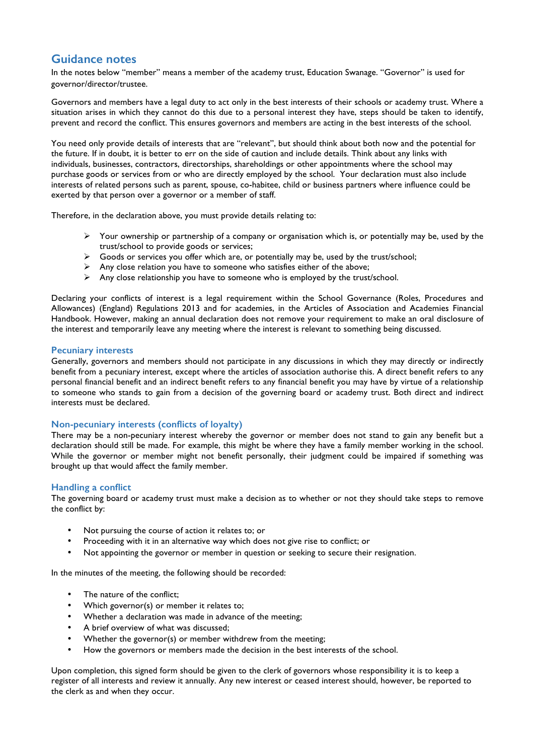## Guidance notes

In the notes below "member" means a member of the academy trust, Education Swanage. "Governor" is used for governor/director/trustee.

Governors and members have a legal duty to act only in the best interests of their schools or academy trust. Where a situation arises in which they cannot do this due to a personal interest they have, steps should be taken to identify, prevent and record the conflict. This ensures governors and members are acting in the best interests of the school.

You need only provide details of interests that are "relevant", but should think about both now and the potential for the future. If in doubt, it is better to err on the side of caution and include details. Think about any links with individuals, businesses, contractors, directorships, shareholdings or other appointments where the school may purchase goods or services from or who are directly employed by the school. Your declaration must also include interests of related persons such as parent, spouse, co-habitee, child or business partners where influence could be exerted by that person over a governor or a member of staff.

Therefore, in the declaration above, you must provide details relating to:

- Your ownership or partnership of a company or organisation which is, or potentially may be, used by the trust/school to provide goods or services;
- Goods or services you offer which are, or potentially may be, used by the trust/school;
- Any close relation you have to someone who satisfies either of the above;
- Any close relationship you have to someone who is employed by the trust/school.

Declaring your conflicts of interest is a legal requirement within the School Governance (Roles, Procedures and Allowances) (England) Regulations 2013 and for academies, in the Articles of Association and Academies Financial Handbook. However, making an annual declaration does not remove your requirement to make an oral disclosure of the interest and temporarily leave any meeting where the interest is relevant to something being discussed.

### Pecuniary interests

Generally, governors and members should not participate in any discussions in which they may directly or indirectly benefit from a pecuniary interest, except where the articles of association authorise this. A direct benefit refers to any personal financial benefit and an indirect benefit refers to any financial benefit you may have by virtue of a relationship to someone who stands to gain from a decision of the governing board or academy trust. Both direct and indirect interests must be declared.

### Non-pecuniary interests (conflicts of loyalty)

There may be a non-pecuniary interest whereby the governor or member does not stand to gain any benefit but a declaration should still be made. For example, this might be where they have a family member working in the school. While the governor or member might not benefit personally, their judgment could be impaired if something was brought up that would affect the family member.

### Handling a conflict

The governing board or academy trust must make a decision as to whether or not they should take steps to remove the conflict by:

- Not pursuing the course of action it relates to; or
- Proceeding with it in an alternative way which does not give rise to conflict; or
- Not appointing the governor or member in question or seeking to secure their resignation.

In the minutes of the meeting, the following should be recorded:

- The nature of the conflict;
- Which governor(s) or member it relates to;
- Whether a declaration was made in advance of the meeting;
- A brief overview of what was discussed;
- Whether the governor(s) or member withdrew from the meeting;
- How the governors or members made the decision in the best interests of the school.

Upon completion, this signed form should be given to the clerk of governors whose responsibility it is to keep a register of all interests and review it annually. Any new interest or ceased interest should, however, be reported to the clerk as and when they occur.